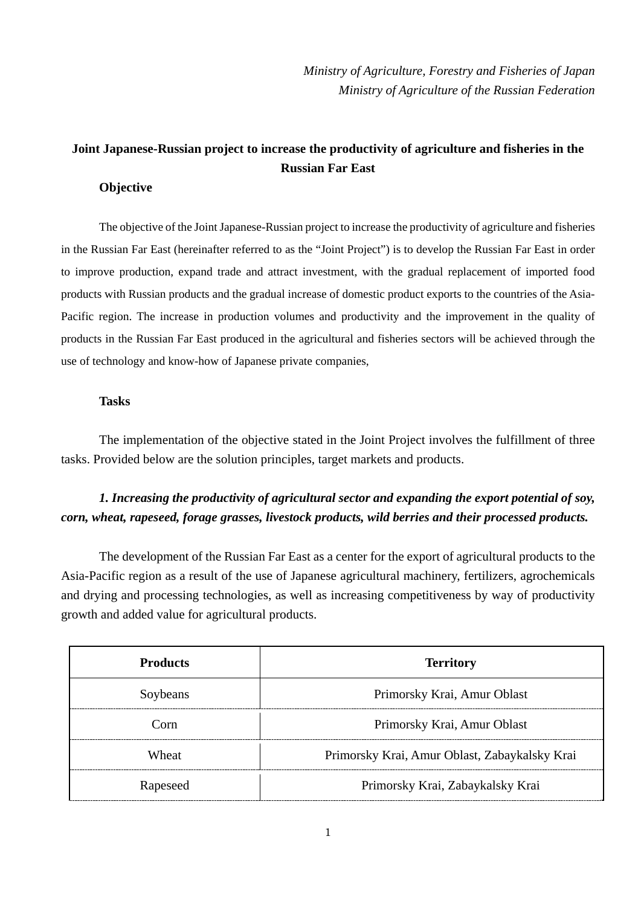*Ministry of Agriculture, Forestry and Fisheries of Japan*
*Ministry of Agriculture of the Russian Federation*

# Joint Japanese-Russian project to increase the productivity of agriculture and fisheries in the Russian Far East

## Objective

The objective of the Joint Japanese-Russian project to increase the productivity of agriculture and fisheries in the Russian Far East (hereinafter referred to as the "Joint Project") is to develop the Russian Far East in order to improve production, expand trade and attract investment, with the gradual replacement of imported food products with Russian products and the gradual increase of domestic product exports to the countries of the Asia-Pacific region. The increase in production volumes and productivity and the improvement in the quality of products in the Russian Far East produced in the agricultural and fisheries sectors will be achieved through the use of technology and know-how of Japanese private companies,

## Tasks

The implementation of the objective stated in the Joint Project involves the fulfillment of three tasks. Provided below are the solution principles, target markets and products.

### *1. Increasing the productivity of agricultural sector and expanding the export potential of soy, corn, wheat, rapeseed, forage grasses, livestock products, wild berries and their processed products.*

The development of the Russian Far East as a center for the export of agricultural products to the Asia-Pacific region as a result of the use of Japanese agricultural machinery, fertilizers, agrochemicals and drying and processing technologies, as well as increasing competitiveness by way of productivity growth and added value for agricultural products.

| Products | Territory |
|---|---|
| Soybeans | Primorsky Krai, Amur Oblast |
| Corn | Primorsky Krai, Amur Oblast |
| Wheat | Primorsky Krai, Amur Oblast, Zabaykalsky Krai |
| Rapeseed | Primorsky Krai, Zabaykalsky Krai |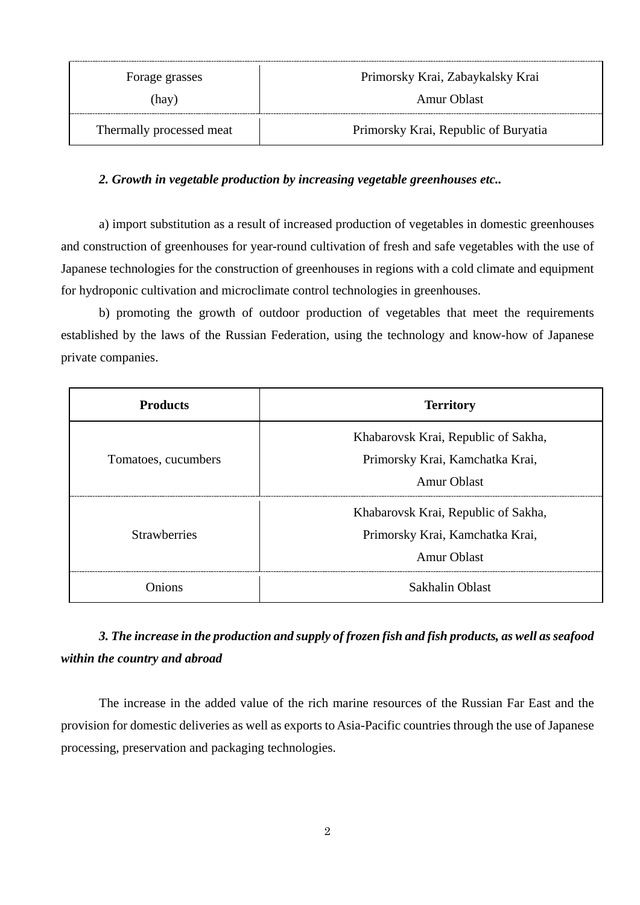| | |
|---|---|
| Forage grasses (hay) | Primorsky Krai, Zabaykalsky Krai Amur Oblast |
| Thermally processed meat | Primorsky Krai, Republic of Buryatia |

***2. Growth in vegetable production by increasing vegetable greenhouses etc..***

a) import substitution as a result of increased production of vegetables in domestic greenhouses and construction of greenhouses for year-round cultivation of fresh and safe vegetables with the use of Japanese technologies for the construction of greenhouses in regions with a cold climate and equipment for hydroponic cultivation and microclimate control technologies in greenhouses.

b) promoting the growth of outdoor production of vegetables that meet the requirements established by the laws of the Russian Federation, using the technology and know-how of Japanese private companies.

| **Products** | **Territory** |
|---|---|
| Tomatoes, cucumbers | Khabarovsk Krai, Republic of Sakha, Primorsky Krai, Kamchatka Krai, Amur Oblast |
| Strawberries | Khabarovsk Krai, Republic of Sakha, Primorsky Krai, Kamchatka Krai, Amur Oblast |
| Onions | Sakhalin Oblast |

***3. The increase in the production and supply of frozen fish and fish products, as well as seafood within the country and abroad***

The increase in the added value of the rich marine resources of the Russian Far East and the provision for domestic deliveries as well as exports to Asia-Pacific countries through the use of Japanese processing, preservation and packaging technologies.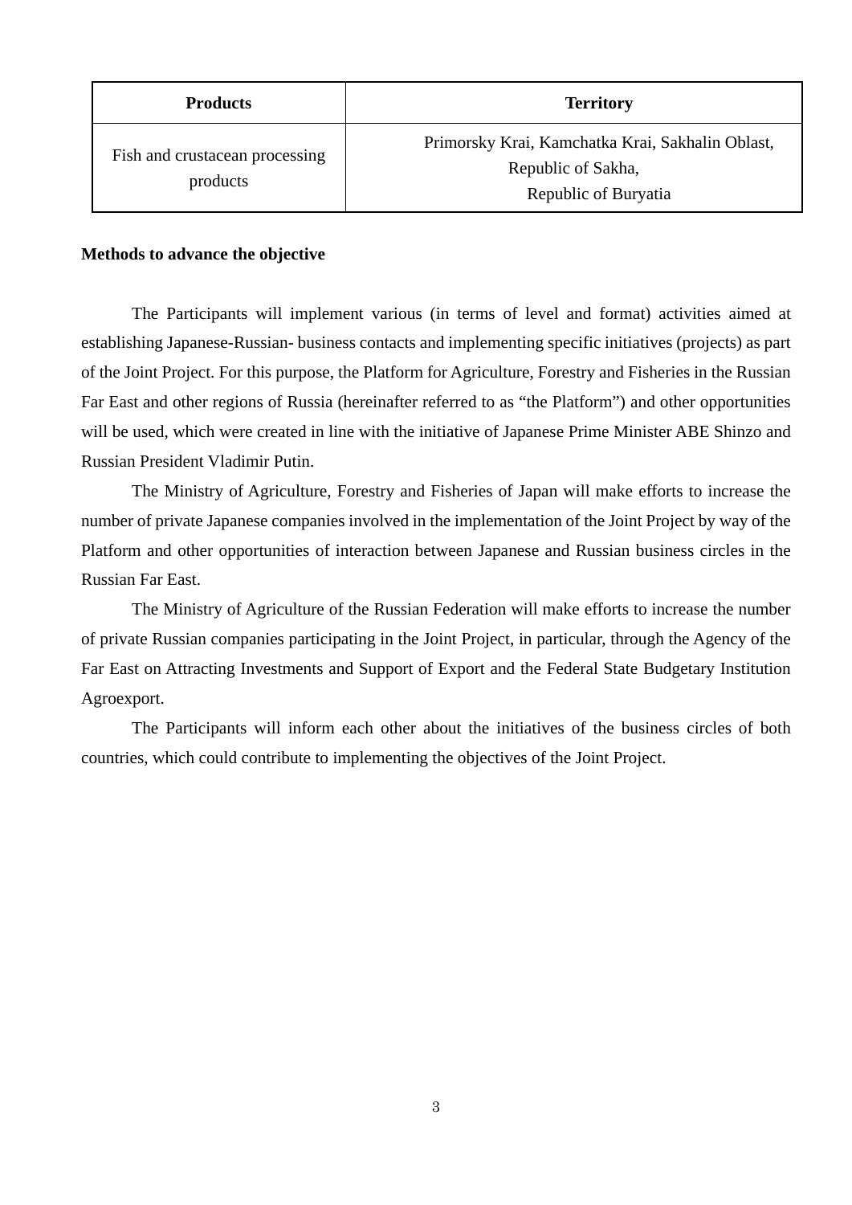| Products | Territory |
|---|---|
| Fish and crustacean processing products | Primorsky Krai, Kamchatka Krai, Sakhalin Oblast, Republic of Sakha, Republic of Buryatia |

**Methods to advance the objective**

The Participants will implement various (in terms of level and format) activities aimed at establishing Japanese-Russian- business contacts and implementing specific initiatives (projects) as part of the Joint Project. For this purpose, the Platform for Agriculture, Forestry and Fisheries in the Russian Far East and other regions of Russia (hereinafter referred to as "the Platform") and other opportunities will be used, which were created in line with the initiative of Japanese Prime Minister ABE Shinzo and Russian President Vladimir Putin.

The Ministry of Agriculture, Forestry and Fisheries of Japan will make efforts to increase the number of private Japanese companies involved in the implementation of the Joint Project by way of the Platform and other opportunities of interaction between Japanese and Russian business circles in the Russian Far East.

The Ministry of Agriculture of the Russian Federation will make efforts to increase the number of private Russian companies participating in the Joint Project, in particular, through the Agency of the Far East on Attracting Investments and Support of Export and the Federal State Budgetary Institution Agroexport.

The Participants will inform each other about the initiatives of the business circles of both countries, which could contribute to implementing the objectives of the Joint Project.